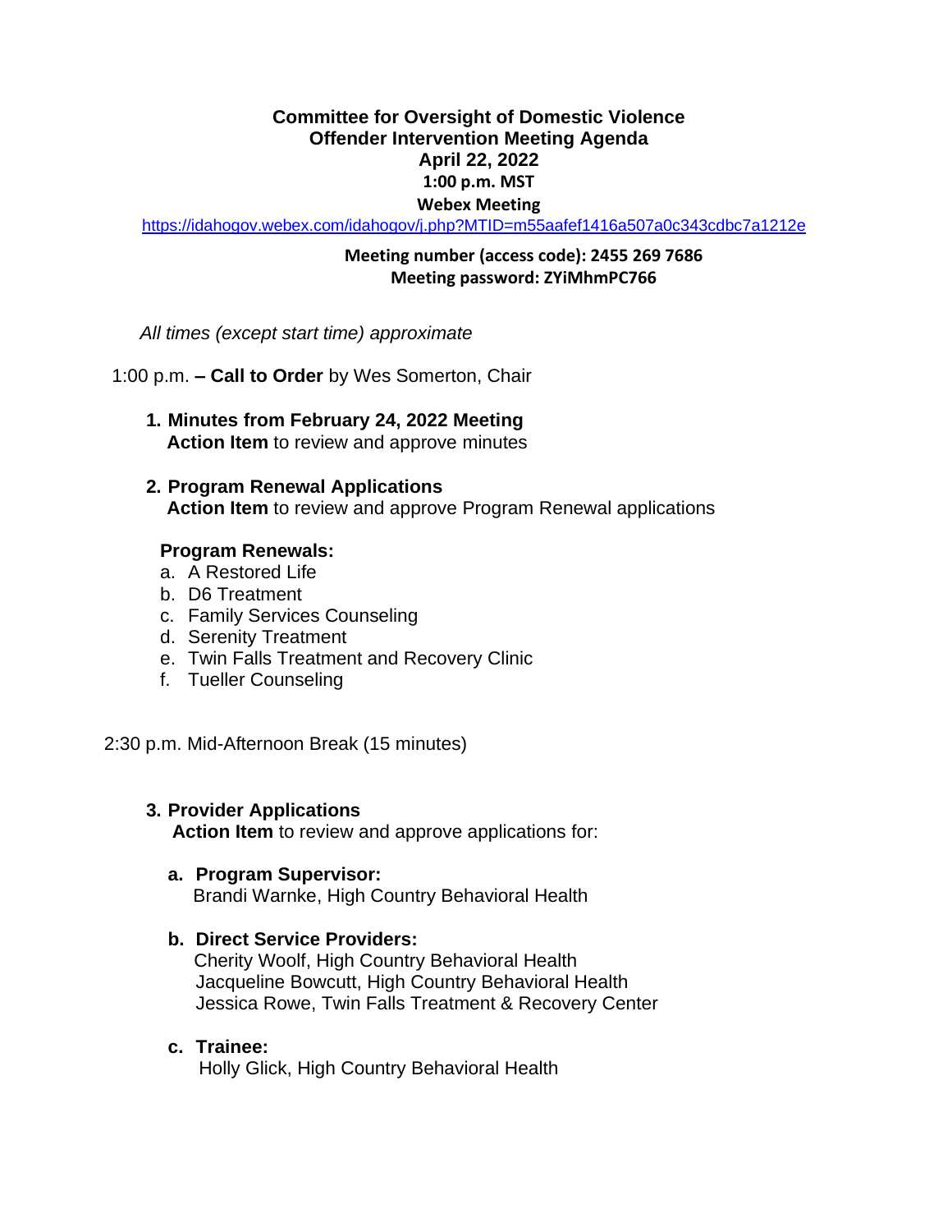# Committee for Oversight of Domestic Violence Offender Intervention Meeting Agenda

**April 22, 2022**
**1:00 p.m. MST**
**Webex Meeting**

https://idahogov.webex.com/idahogov/j.php?MTID=m55aafef1416a507a0c343cdbc7a1212e

**Meeting number (access code): 2455 269 7686**
**Meeting password: ZYiMhmPC766**

*All times (except start time) approximate*

1:00 p.m. **– Call to Order** by Wes Somerton, Chair

1. **Minutes from February 24, 2022 Meeting**
   **Action Item** to review and approve minutes

2. **Program Renewal Applications**
   **Action Item** to review and approve Program Renewal applications

   **Program Renewals:**
   a. A Restored Life
   b. D6 Treatment
   c. Family Services Counseling
   d. Serenity Treatment
   e. Twin Falls Treatment and Recovery Clinic
   f. Tueller Counseling

2:30 p.m. Mid-Afternoon Break (15 minutes)

3. **Provider Applications**
   **Action Item** to review and approve applications for:

   a. **Program Supervisor:**
      Brandi Warnke, High Country Behavioral Health

   b. **Direct Service Providers:**
      Cherity Woolf, High Country Behavioral Health
      Jacqueline Bowcutt, High Country Behavioral Health
      Jessica Rowe, Twin Falls Treatment & Recovery Center

   c. **Trainee:**
      Holly Glick, High Country Behavioral Health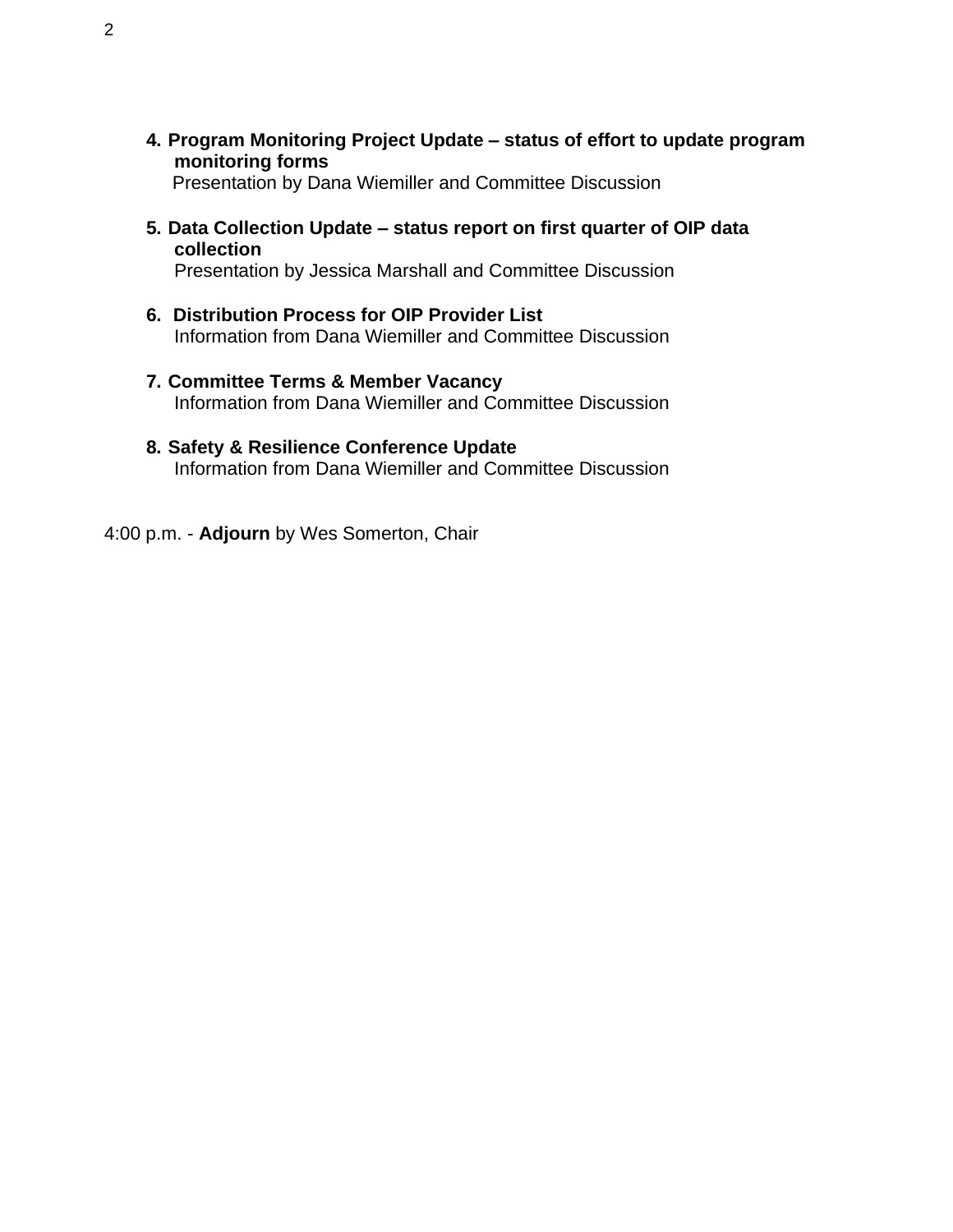4. **Program Monitoring Project Update – status of effort to update program monitoring forms**
   Presentation by Dana Wiemiller and Committee Discussion

5. **Data Collection Update – status report on first quarter of OIP data collection**
   Presentation by Jessica Marshall and Committee Discussion

6. **Distribution Process for OIP Provider List**
   Information from Dana Wiemiller and Committee Discussion

7. **Committee Terms & Member Vacancy**
   Information from Dana Wiemiller and Committee Discussion

8. **Safety & Resilience Conference Update**
   Information from Dana Wiemiller and Committee Discussion

4:00 p.m. - **Adjourn** by Wes Somerton, Chair